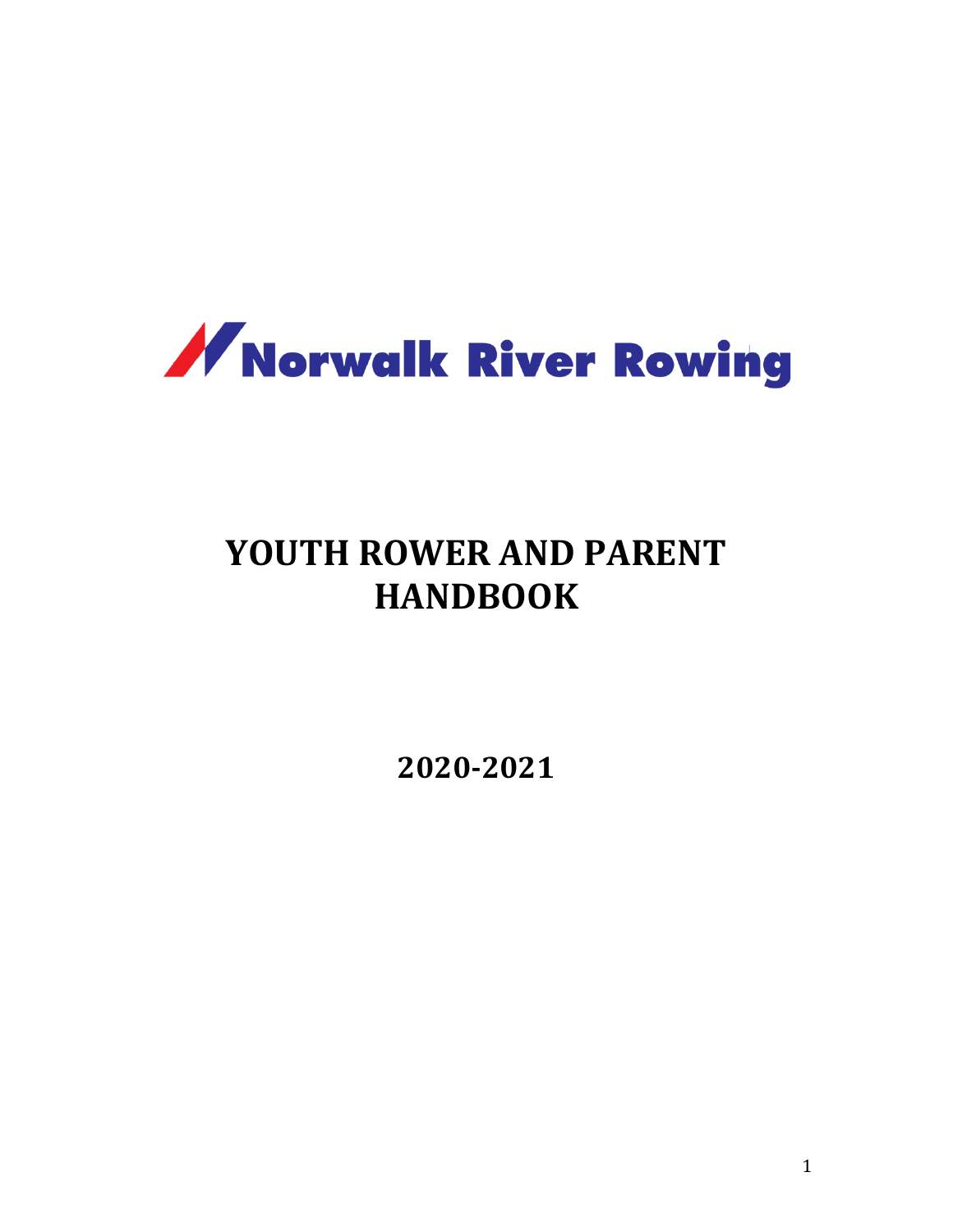Norwalk River Rowing

# YOUTH ROWER AND PARENT HANDBOOK

## 2020-2021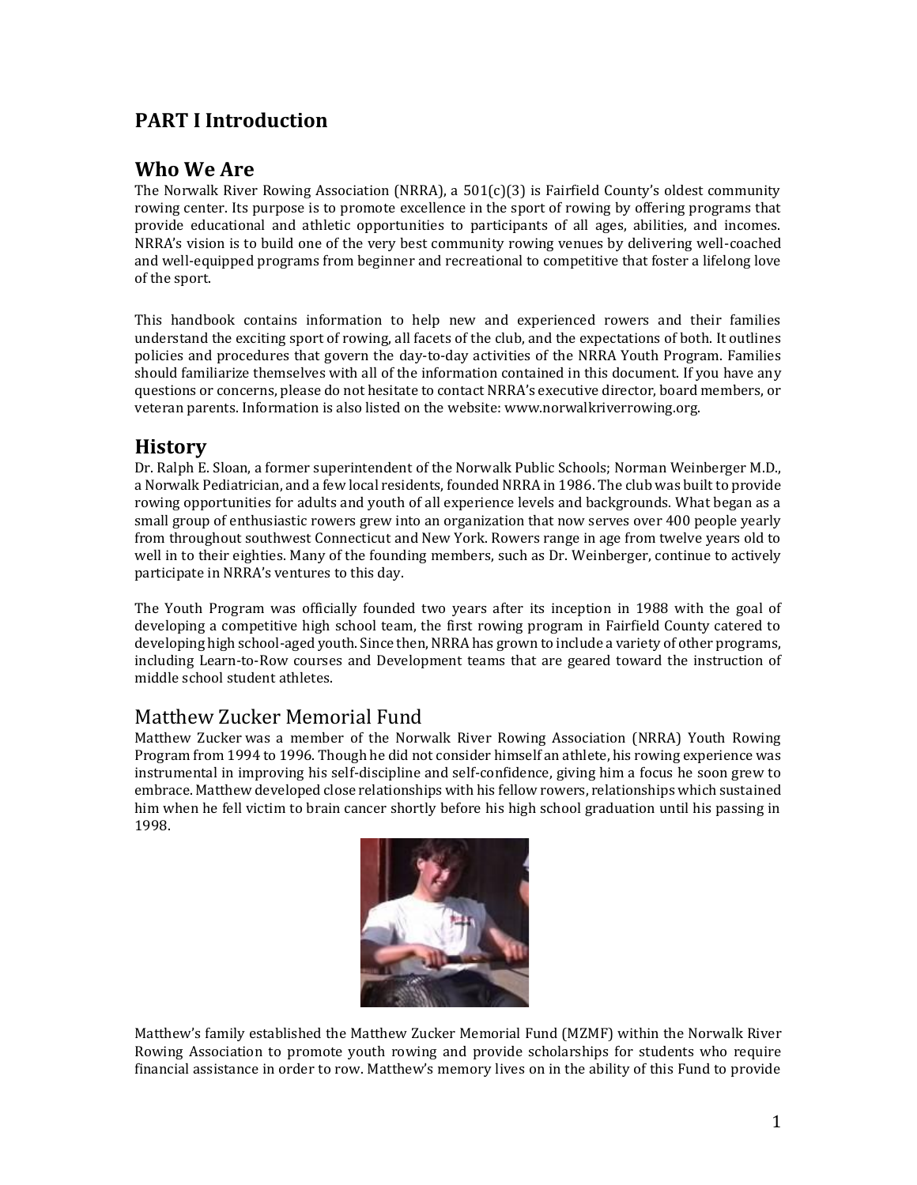# PART I Introduction

## Who We Are

The Norwalk River Rowing Association (NRRA), a 501(c)(3) is Fairfield County's oldest community rowing center. Its purpose is to promote excellence in the sport of rowing by offering programs that provide educational and athletic opportunities to participants of all ages, abilities, and incomes. NRRA's vision is to build one of the very best community rowing venues by delivering well-coached and well-equipped programs from beginner and recreational to competitive that foster a lifelong love of the sport.

This handbook contains information to help new and experienced rowers and their families understand the exciting sport of rowing, all facets of the club, and the expectations of both. It outlines policies and procedures that govern the day-to-day activities of the NRRA Youth Program. Families should familiarize themselves with all of the information contained in this document. If you have any questions or concerns, please do not hesitate to contact NRRA's executive director, board members, or veteran parents. Information is also listed on the website: www.norwalkriverrowing.org.

## History

Dr. Ralph E. Sloan, a former superintendent of the Norwalk Public Schools; Norman Weinberger M.D., a Norwalk Pediatrician, and a few local residents, founded NRRA in 1986. The club was built to provide rowing opportunities for adults and youth of all experience levels and backgrounds. What began as a small group of enthusiastic rowers grew into an organization that now serves over 400 people yearly from throughout southwest Connecticut and New York. Rowers range in age from twelve years old to well in to their eighties. Many of the founding members, such as Dr. Weinberger, continue to actively participate in NRRA's ventures to this day.

The Youth Program was officially founded two years after its inception in 1988 with the goal of developing a competitive high school team, the first rowing program in Fairfield County catered to developing high school-aged youth. Since then, NRRA has grown to include a variety of other programs, including Learn-to-Row courses and Development teams that are geared toward the instruction of middle school student athletes.

### Matthew Zucker Memorial Fund

Matthew Zucker was a member of the Norwalk River Rowing Association (NRRA) Youth Rowing Program from 1994 to 1996. Though he did not consider himself an athlete, his rowing experience was instrumental in improving his self-discipline and self-confidence, giving him a focus he soon grew to embrace. Matthew developed close relationships with his fellow rowers, relationships which sustained him when he fell victim to brain cancer shortly before his high school graduation until his passing in 1998.

Matthew's family established the Matthew Zucker Memorial Fund (MZMF) within the Norwalk River Rowing Association to promote youth rowing and provide scholarships for students who require financial assistance in order to row. Matthew's memory lives on in the ability of this Fund to provide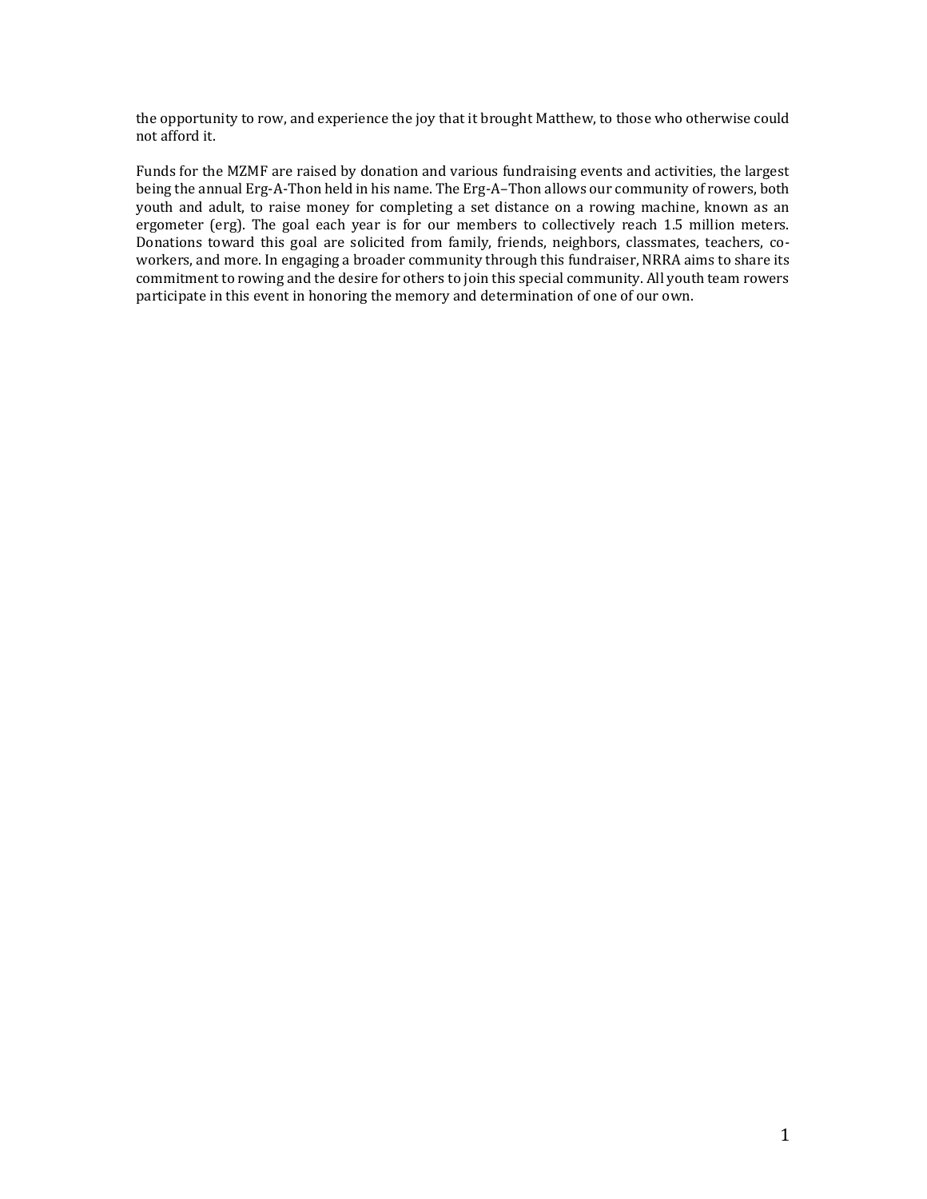the opportunity to row, and experience the joy that it brought Matthew, to those who otherwise could not afford it.

Funds for the MZMF are raised by donation and various fundraising events and activities, the largest being the annual Erg-A-Thon held in his name. The Erg-A–Thon allows our community of rowers, both youth and adult, to raise money for completing a set distance on a rowing machine, known as an ergometer (erg). The goal each year is for our members to collectively reach 1.5 million meters. Donations toward this goal are solicited from family, friends, neighbors, classmates, teachers, co-workers, and more. In engaging a broader community through this fundraiser, NRRA aims to share its commitment to rowing and the desire for others to join this special community. All youth team rowers participate in this event in honoring the memory and determination of one of our own.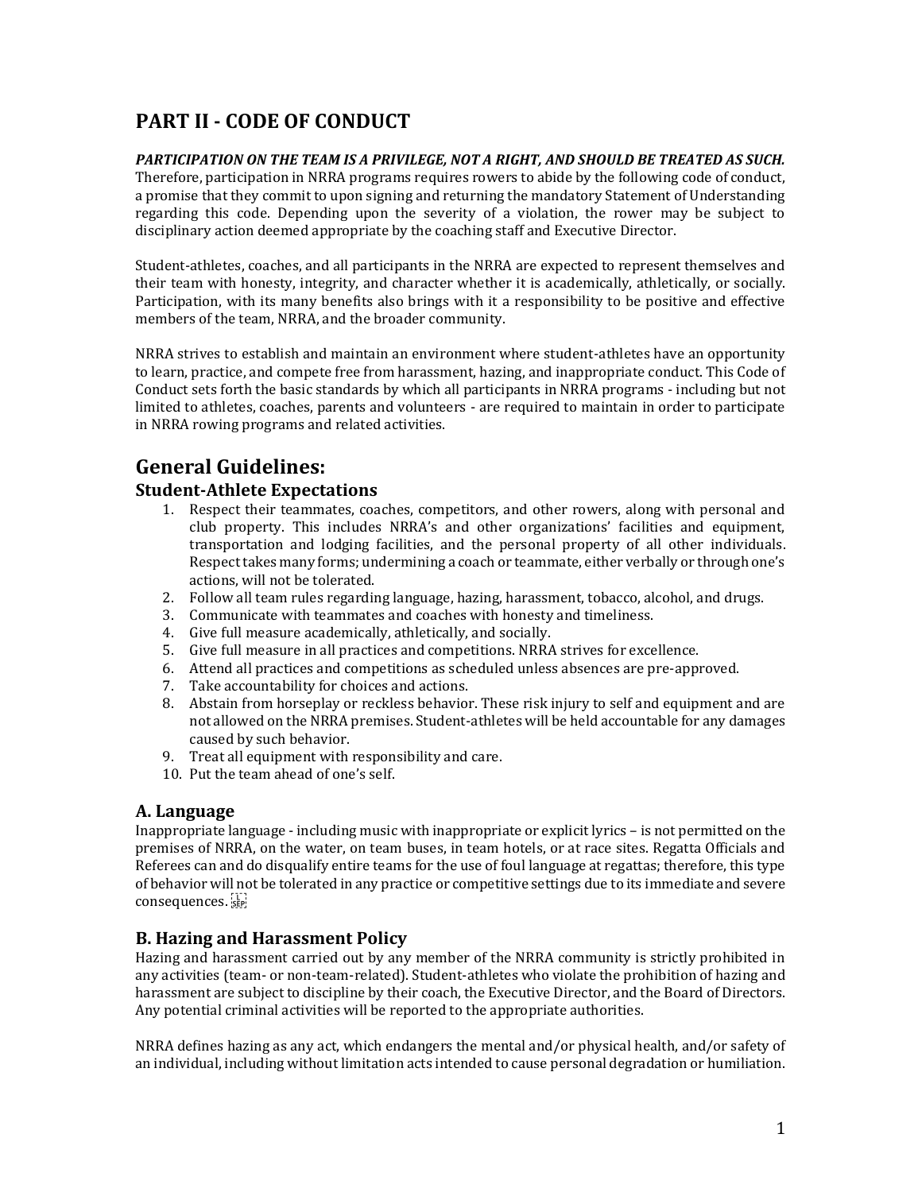# PART II - CODE OF CONDUCT

***PARTICIPATION ON THE TEAM IS A PRIVILEGE, NOT A RIGHT, AND SHOULD BE TREATED AS SUCH.*** Therefore, participation in NRRA programs requires rowers to abide by the following code of conduct, a promise that they commit to upon signing and returning the mandatory Statement of Understanding regarding this code. Depending upon the severity of a violation, the rower may be subject to disciplinary action deemed appropriate by the coaching staff and Executive Director.

Student-athletes, coaches, and all participants in the NRRA are expected to represent themselves and their team with honesty, integrity, and character whether it is academically, athletically, or socially. Participation, with its many benefits also brings with it a responsibility to be positive and effective members of the team, NRRA, and the broader community.

NRRA strives to establish and maintain an environment where student-athletes have an opportunity to learn, practice, and compete free from harassment, hazing, and inappropriate conduct. This Code of Conduct sets forth the basic standards by which all participants in NRRA programs - including but not limited to athletes, coaches, parents and volunteers - are required to maintain in order to participate in NRRA rowing programs and related activities.

## General Guidelines:

### Student-Athlete Expectations

1. Respect their teammates, coaches, competitors, and other rowers, along with personal and club property. This includes NRRA's and other organizations' facilities and equipment, transportation and lodging facilities, and the personal property of all other individuals. Respect takes many forms; undermining a coach or teammate, either verbally or through one's actions, will not be tolerated.
2. Follow all team rules regarding language, hazing, harassment, tobacco, alcohol, and drugs.
3. Communicate with teammates and coaches with honesty and timeliness.
4. Give full measure academically, athletically, and socially.
5. Give full measure in all practices and competitions. NRRA strives for excellence.
6. Attend all practices and competitions as scheduled unless absences are pre-approved.
7. Take accountability for choices and actions.
8. Abstain from horseplay or reckless behavior. These risk injury to self and equipment and are not allowed on the NRRA premises. Student-athletes will be held accountable for any damages caused by such behavior.
9. Treat all equipment with responsibility and care.
10. Put the team ahead of one's self.

### A. Language

Inappropriate language - including music with inappropriate or explicit lyrics – is not permitted on the premises of NRRA, on the water, on team buses, in team hotels, or at race sites. Regatta Officials and Referees can and do disqualify entire teams for the use of foul language at regattas; therefore, this type of behavior will not be tolerated in any practice or competitive settings due to its immediate and severe consequences.

### B. Hazing and Harassment Policy

Hazing and harassment carried out by any member of the NRRA community is strictly prohibited in any activities (team- or non-team-related). Student-athletes who violate the prohibition of hazing and harassment are subject to discipline by their coach, the Executive Director, and the Board of Directors. Any potential criminal activities will be reported to the appropriate authorities.

NRRA defines hazing as any act, which endangers the mental and/or physical health, and/or safety of an individual, including without limitation acts intended to cause personal degradation or humiliation.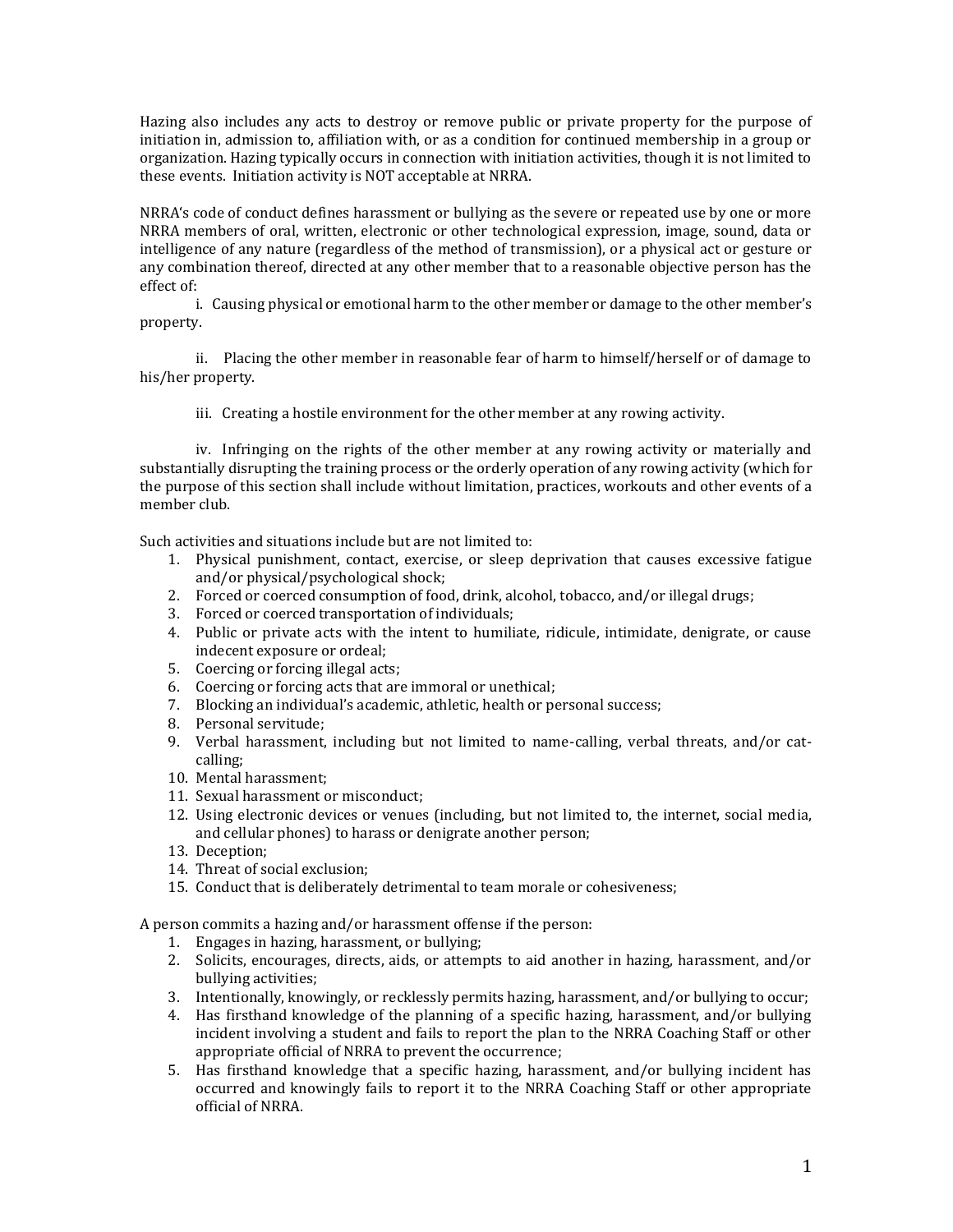Hazing also includes any acts to destroy or remove public or private property for the purpose of initiation in, admission to, affiliation with, or as a condition for continued membership in a group or organization. Hazing typically occurs in connection with initiation activities, though it is not limited to these events. Initiation activity is NOT acceptable at NRRA.

NRRA's code of conduct defines harassment or bullying as the severe or repeated use by one or more NRRA members of oral, written, electronic or other technological expression, image, sound, data or intelligence of any nature (regardless of the method of transmission), or a physical act or gesture or any combination thereof, directed at any other member that to a reasonable objective person has the effect of:

i. Causing physical or emotional harm to the other member or damage to the other member's property.

ii. Placing the other member in reasonable fear of harm to himself/herself or of damage to his/her property.

iii. Creating a hostile environment for the other member at any rowing activity.

iv. Infringing on the rights of the other member at any rowing activity or materially and substantially disrupting the training process or the orderly operation of any rowing activity (which for the purpose of this section shall include without limitation, practices, workouts and other events of a member club.

Such activities and situations include but are not limited to:

1. Physical punishment, contact, exercise, or sleep deprivation that causes excessive fatigue and/or physical/psychological shock;
2. Forced or coerced consumption of food, drink, alcohol, tobacco, and/or illegal drugs;
3. Forced or coerced transportation of individuals;
4. Public or private acts with the intent to humiliate, ridicule, intimidate, denigrate, or cause indecent exposure or ordeal;
5. Coercing or forcing illegal acts;
6. Coercing or forcing acts that are immoral or unethical;
7. Blocking an individual's academic, athletic, health or personal success;
8. Personal servitude;
9. Verbal harassment, including but not limited to name-calling, verbal threats, and/or cat-calling;
10. Mental harassment;
11. Sexual harassment or misconduct;
12. Using electronic devices or venues (including, but not limited to, the internet, social media, and cellular phones) to harass or denigrate another person;
13. Deception;
14. Threat of social exclusion;
15. Conduct that is deliberately detrimental to team morale or cohesiveness;

A person commits a hazing and/or harassment offense if the person:

1. Engages in hazing, harassment, or bullying;
2. Solicits, encourages, directs, aids, or attempts to aid another in hazing, harassment, and/or bullying activities;
3. Intentionally, knowingly, or recklessly permits hazing, harassment, and/or bullying to occur;
4. Has firsthand knowledge of the planning of a specific hazing, harassment, and/or bullying incident involving a student and fails to report the plan to the NRRA Coaching Staff or other appropriate official of NRRA to prevent the occurrence;
5. Has firsthand knowledge that a specific hazing, harassment, and/or bullying incident has occurred and knowingly fails to report it to the NRRA Coaching Staff or other appropriate official of NRRA.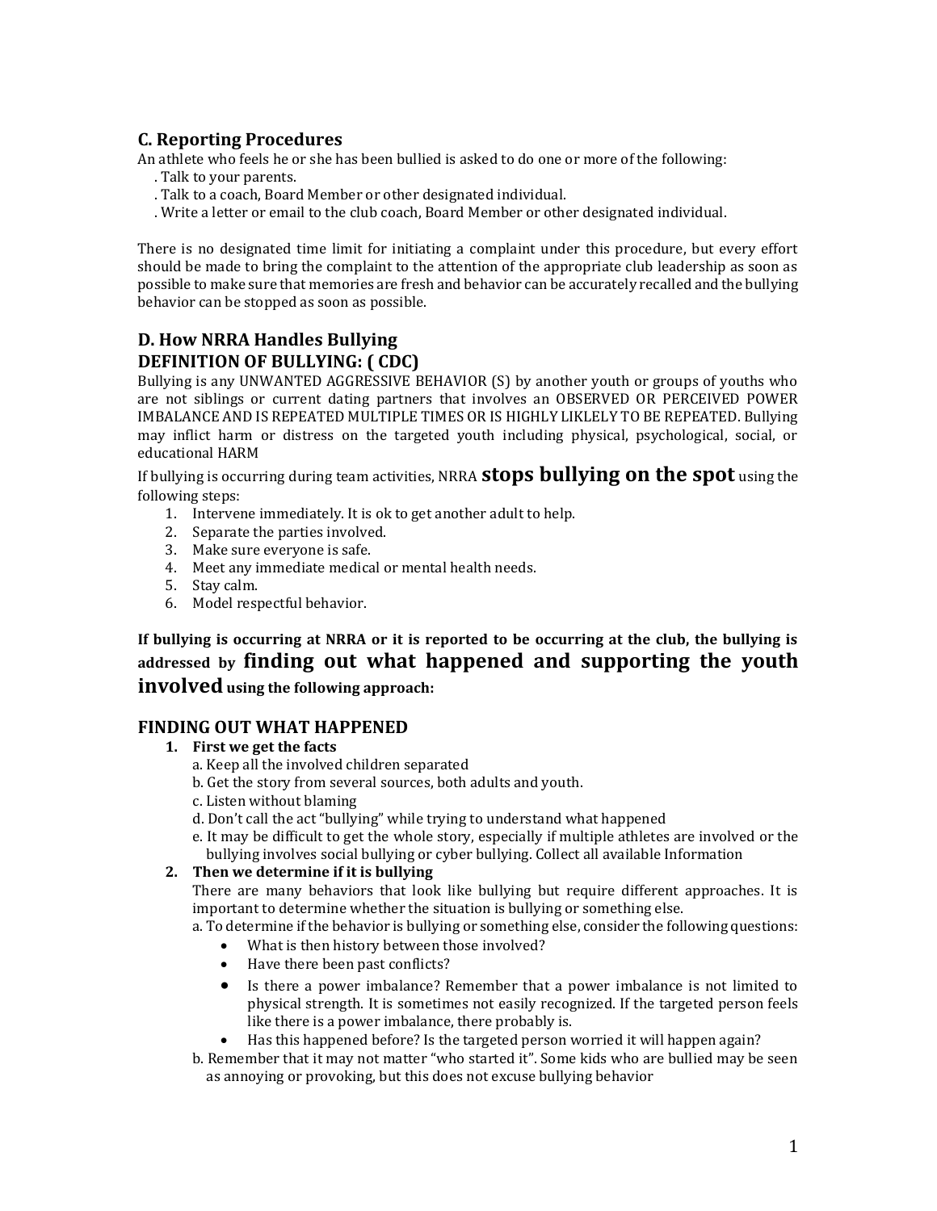## C. Reporting Procedures

An athlete who feels he or she has been bullied is asked to do one or more of the following:

. Talk to your parents.
. Talk to a coach, Board Member or other designated individual.
. Write a letter or email to the club coach, Board Member or other designated individual.

There is no designated time limit for initiating a complaint under this procedure, but every effort should be made to bring the complaint to the attention of the appropriate club leadership as soon as possible to make sure that memories are fresh and behavior can be accurately recalled and the bullying behavior can be stopped as soon as possible.

## D. How NRRA Handles Bullying

## DEFINITION OF BULLYING: ( CDC)

Bullying is any UNWANTED AGGRESSIVE BEHAVIOR (S) by another youth or groups of youths who are not siblings or current dating partners that involves an OBSERVED OR PERCEIVED POWER IMBALANCE AND IS REPEATED MULTIPLE TIMES OR IS HIGHLY LIKLELY TO BE REPEATED. Bullying may inflict harm or distress on the targeted youth including physical, psychological, social, or educational HARM

If bullying is occurring during team activities, NRRA **stops bullying on the spot** using the following steps:

1. Intervene immediately. It is ok to get another adult to help.
2. Separate the parties involved.
3. Make sure everyone is safe.
4. Meet any immediate medical or mental health needs.
5. Stay calm.
6. Model respectful behavior.

**If bullying is occurring at NRRA or it is reported to be occurring at the club, the bullying is addressed by finding out what happened and supporting the youth involved using the following approach:**

### FINDING OUT WHAT HAPPENED

1. **First we get the facts**
   a. Keep all the involved children separated
   b. Get the story from several sources, both adults and youth.
   c. Listen without blaming
   d. Don't call the act "bullying" while trying to understand what happened
   e. It may be difficult to get the whole story, especially if multiple athletes are involved or the bullying involves social bullying or cyber bullying. Collect all available Information
2. **Then we determine if it is bullying**
   There are many behaviors that look like bullying but require different approaches. It is important to determine whether the situation is bullying or something else.
   a. To determine if the behavior is bullying or something else, consider the following questions:
   - What is then history between those involved?
   - Have there been past conflicts?
   - Is there a power imbalance? Remember that a power imbalance is not limited to physical strength. It is sometimes not easily recognized. If the targeted person feels like there is a power imbalance, there probably is.
   - Has this happened before? Is the targeted person worried it will happen again?

   b. Remember that it may not matter "who started it". Some kids who are bullied may be seen as annoying or provoking, but this does not excuse bullying behavior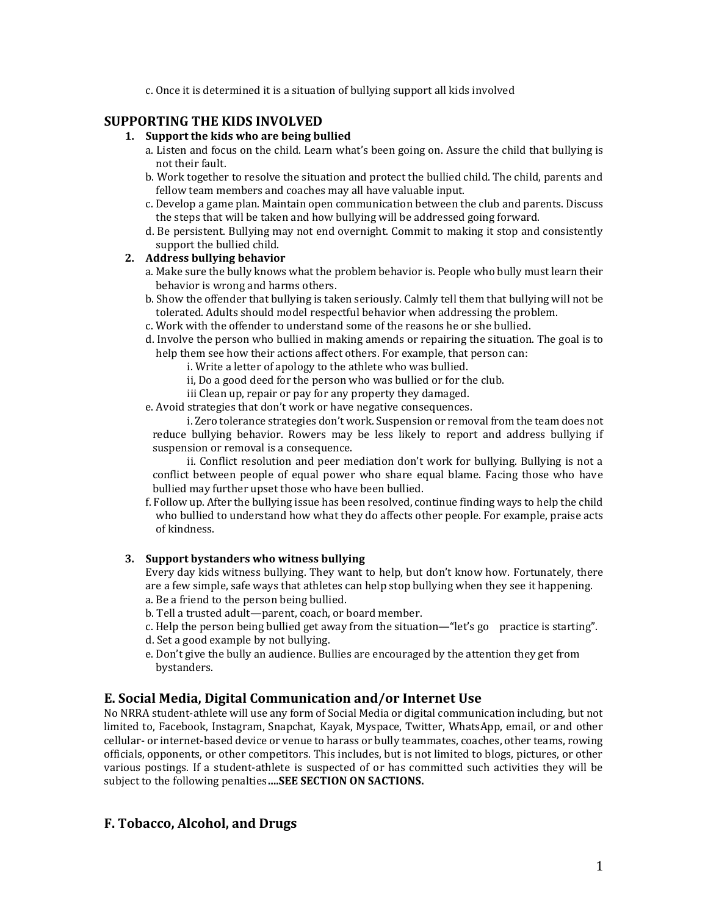c. Once it is determined it is a situation of bullying support all kids involved

## SUPPORTING THE KIDS INVOLVED

1. **Support the kids who are being bullied**
   a. Listen and focus on the child. Learn what's been going on. Assure the child that bullying is not their fault.
   b. Work together to resolve the situation and protect the bullied child. The child, parents and fellow team members and coaches may all have valuable input.
   c. Develop a game plan. Maintain open communication between the club and parents. Discuss the steps that will be taken and how bullying will be addressed going forward.
   d. Be persistent. Bullying may not end overnight. Commit to making it stop and consistently support the bullied child.
2. **Address bullying behavior**
   a. Make sure the bully knows what the problem behavior is. People who bully must learn their behavior is wrong and harms others.
   b. Show the offender that bullying is taken seriously. Calmly tell them that bullying will not be tolerated. Adults should model respectful behavior when addressing the problem.
   c. Work with the offender to understand some of the reasons he or she bullied.
   d. Involve the person who bullied in making amends or repairing the situation. The goal is to help them see how their actions affect others. For example, that person can:
      i. Write a letter of apology to the athlete who was bullied.
      ii, Do a good deed for the person who was bullied or for the club.
      iii Clean up, repair or pay for any property they damaged.
   e. Avoid strategies that don't work or have negative consequences.
      i. Zero tolerance strategies don't work. Suspension or removal from the team does not reduce bullying behavior. Rowers may be less likely to report and address bullying if suspension or removal is a consequence.
      ii. Conflict resolution and peer mediation don't work for bullying. Bullying is not a conflict between people of equal power who share equal blame. Facing those who have bullied may further upset those who have been bullied.
   f. Follow up. After the bullying issue has been resolved, continue finding ways to help the child who bullied to understand how what they do affects other people. For example, praise acts of kindness.

3. **Support bystanders who witness bullying**
   Every day kids witness bullying. They want to help, but don't know how. Fortunately, there are a few simple, safe ways that athletes can help stop bullying when they see it happening.
   a. Be a friend to the person being bullied.
   b. Tell a trusted adult—parent, coach, or board member.
   c. Help the person being bullied get away from the situation—"let's go practice is starting".
   d. Set a good example by not bullying.
   e. Don't give the bully an audience. Bullies are encouraged by the attention they get from bystanders.

## E. Social Media, Digital Communication and/or Internet Use

No NRRA student-athlete will use any form of Social Media or digital communication including, but not limited to, Facebook, Instagram, Snapchat, Kayak, Myspace, Twitter, WhatsApp, email, or and other cellular- or internet-based device or venue to harass or bully teammates, coaches, other teams, rowing officials, opponents, or other competitors. This includes, but is not limited to blogs, pictures, or other various postings. If a student-athlete is suspected of or has committed such activities they will be subject to the following penalties**....SEE SECTION ON SACTIONS.**

## F. Tobacco, Alcohol, and Drugs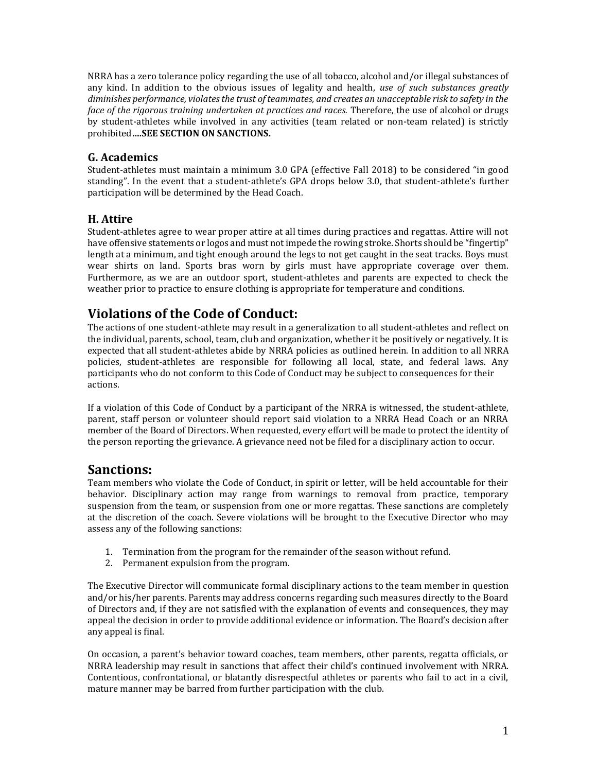NRRA has a zero tolerance policy regarding the use of all tobacco, alcohol and/or illegal substances of any kind. In addition to the obvious issues of legality and health, *use of such substances greatly diminishes performance, violates the trust of teammates, and creates an unacceptable risk to safety in the face of the rigorous training undertaken at practices and races.* Therefore, the use of alcohol or drugs by student-athletes while involved in any activities (team related or non-team related) is strictly prohibited**....SEE SECTION ON SANCTIONS.**

### G. Academics

Student-athletes must maintain a minimum 3.0 GPA (effective Fall 2018) to be considered "in good standing". In the event that a student-athlete's GPA drops below 3.0, that student-athlete's further participation will be determined by the Head Coach.

### H. Attire

Student-athletes agree to wear proper attire at all times during practices and regattas. Attire will not have offensive statements or logos and must not impede the rowing stroke. Shorts should be "fingertip" length at a minimum, and tight enough around the legs to not get caught in the seat tracks. Boys must wear shirts on land. Sports bras worn by girls must have appropriate coverage over them. Furthermore, as we are an outdoor sport, student-athletes and parents are expected to check the weather prior to practice to ensure clothing is appropriate for temperature and conditions.

## Violations of the Code of Conduct:

The actions of one student-athlete may result in a generalization to all student-athletes and reflect on the individual, parents, school, team, club and organization, whether it be positively or negatively. It is expected that all student-athletes abide by NRRA policies as outlined herein. In addition to all NRRA policies, student-athletes are responsible for following all local, state, and federal laws. Any participants who do not conform to this Code of Conduct may be subject to consequences for their actions.

If a violation of this Code of Conduct by a participant of the NRRA is witnessed, the student-athlete, parent, staff person or volunteer should report said violation to a NRRA Head Coach or an NRRA member of the Board of Directors. When requested, every effort will be made to protect the identity of the person reporting the grievance. A grievance need not be filed for a disciplinary action to occur.

## Sanctions:

Team members who violate the Code of Conduct, in spirit or letter, will be held accountable for their behavior. Disciplinary action may range from warnings to removal from practice, temporary suspension from the team, or suspension from one or more regattas. These sanctions are completely at the discretion of the coach. Severe violations will be brought to the Executive Director who may assess any of the following sanctions:

1. Termination from the program for the remainder of the season without refund.
2. Permanent expulsion from the program.

The Executive Director will communicate formal disciplinary actions to the team member in question and/or his/her parents. Parents may address concerns regarding such measures directly to the Board of Directors and, if they are not satisfied with the explanation of events and consequences, they may appeal the decision in order to provide additional evidence or information. The Board's decision after any appeal is final.

On occasion, a parent's behavior toward coaches, team members, other parents, regatta officials, or NRRA leadership may result in sanctions that affect their child's continued involvement with NRRA. Contentious, confrontational, or blatantly disrespectful athletes or parents who fail to act in a civil, mature manner may be barred from further participation with the club.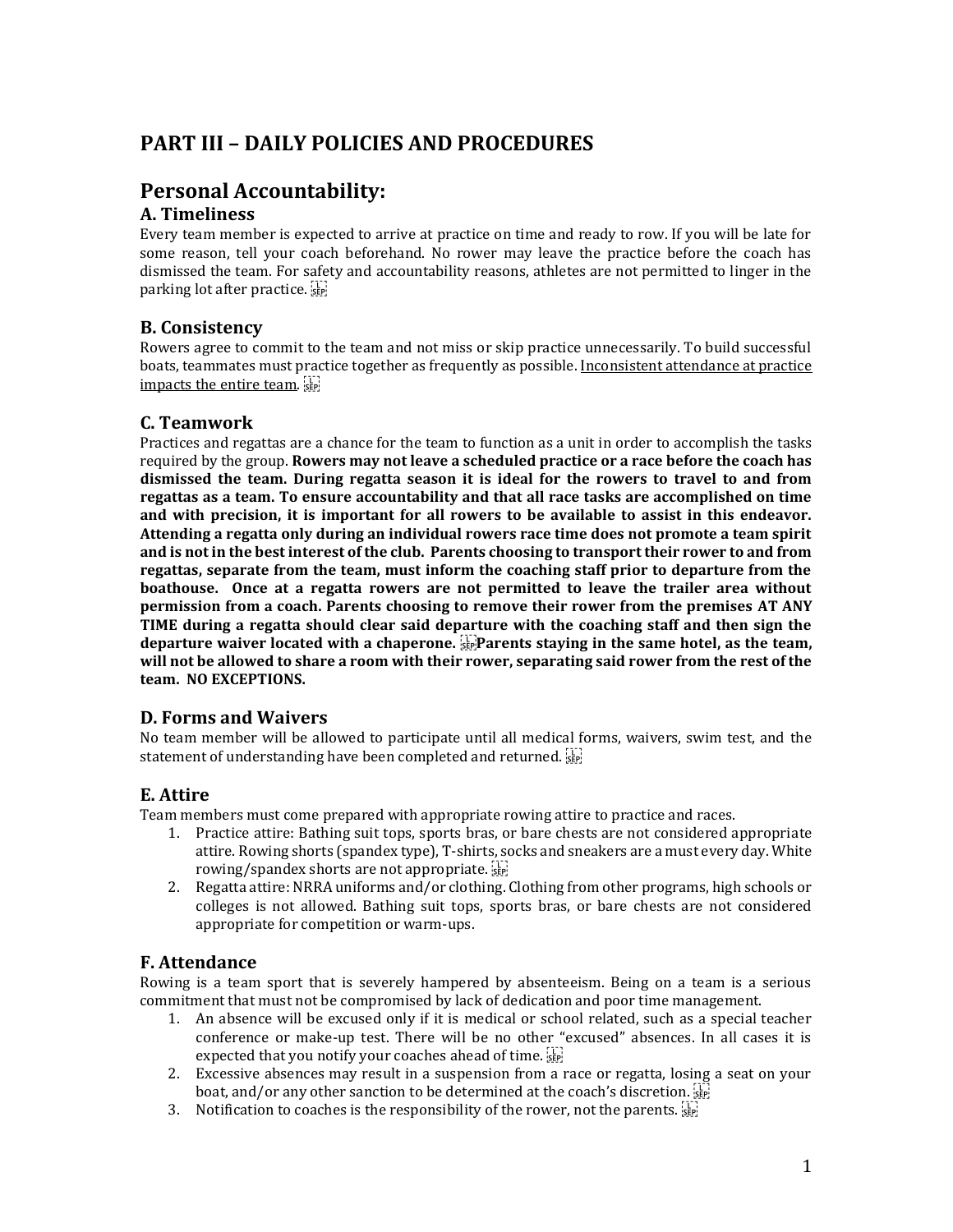# PART III – DAILY POLICIES AND PROCEDURES

## Personal Accountability:

### A. Timeliness

Every team member is expected to arrive at practice on time and ready to row. If you will be late for some reason, tell your coach beforehand. No rower may leave the practice before the coach has dismissed the team. For safety and accountability reasons, athletes are not permitted to linger in the parking lot after practice.

### B. Consistency

Rowers agree to commit to the team and not miss or skip practice unnecessarily. To build successful boats, teammates must practice together as frequently as possible. <u>Inconsistent attendance at practice impacts the entire team</u>.

### C. Teamwork

Practices and regattas are a chance for the team to function as a unit in order to accomplish the tasks required by the group. **Rowers may not leave a scheduled practice or a race before the coach has dismissed the team. During regatta season it is ideal for the rowers to travel to and from regattas as a team. To ensure accountability and that all race tasks are accomplished on time and with precision, it is important for all rowers to be available to assist in this endeavor. Attending a regatta only during an individual rowers race time does not promote a team spirit and is not in the best interest of the club. Parents choosing to transport their rower to and from regattas, separate from the team, must inform the coaching staff prior to departure from the boathouse. Once at a regatta rowers are not permitted to leave the trailer area without permission from a coach. Parents choosing to remove their rower from the premises AT ANY TIME during a regatta should clear said departure with the coaching staff and then sign the departure waiver located with a chaperone. Parents staying in the same hotel, as the team, will not be allowed to share a room with their rower, separating said rower from the rest of the team. NO EXCEPTIONS.**

### D. Forms and Waivers

No team member will be allowed to participate until all medical forms, waivers, swim test, and the statement of understanding have been completed and returned.

### E. Attire

Team members must come prepared with appropriate rowing attire to practice and races.

1. Practice attire: Bathing suit tops, sports bras, or bare chests are not considered appropriate attire. Rowing shorts (spandex type), T-shirts, socks and sneakers are a must every day. White rowing/spandex shorts are not appropriate.
2. Regatta attire: NRRA uniforms and/or clothing. Clothing from other programs, high schools or colleges is not allowed. Bathing suit tops, sports bras, or bare chests are not considered appropriate for competition or warm-ups.

### F. Attendance

Rowing is a team sport that is severely hampered by absenteeism. Being on a team is a serious commitment that must not be compromised by lack of dedication and poor time management.

1. An absence will be excused only if it is medical or school related, such as a special teacher conference or make-up test. There will be no other "excused" absences. In all cases it is expected that you notify your coaches ahead of time.
2. Excessive absences may result in a suspension from a race or regatta, losing a seat on your boat, and/or any other sanction to be determined at the coach's discretion.
3. Notification to coaches is the responsibility of the rower, not the parents.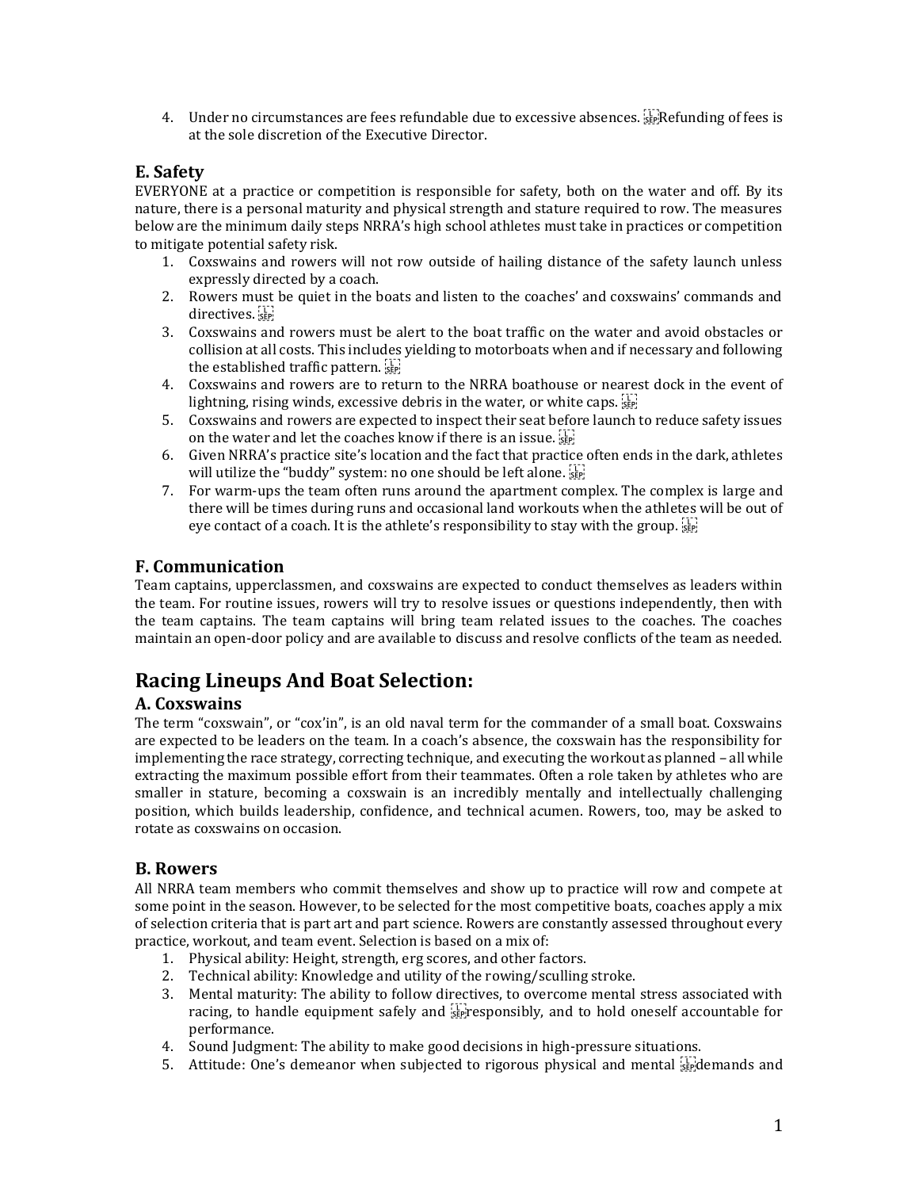4. Under no circumstances are fees refundable due to excessive absences. Refunding of fees is at the sole discretion of the Executive Director.

### E. Safety

EVERYONE at a practice or competition is responsible for safety, both on the water and off. By its nature, there is a personal maturity and physical strength and stature required to row. The measures below are the minimum daily steps NRRA's high school athletes must take in practices or competition to mitigate potential safety risk.

1. Coxswains and rowers will not row outside of hailing distance of the safety launch unless expressly directed by a coach.
2. Rowers must be quiet in the boats and listen to the coaches' and coxswains' commands and directives.
3. Coxswains and rowers must be alert to the boat traffic on the water and avoid obstacles or collision at all costs. This includes yielding to motorboats when and if necessary and following the established traffic pattern.
4. Coxswains and rowers are to return to the NRRA boathouse or nearest dock in the event of lightning, rising winds, excessive debris in the water, or white caps.
5. Coxswains and rowers are expected to inspect their seat before launch to reduce safety issues on the water and let the coaches know if there is an issue.
6. Given NRRA's practice site's location and the fact that practice often ends in the dark, athletes will utilize the "buddy" system: no one should be left alone.
7. For warm-ups the team often runs around the apartment complex. The complex is large and there will be times during runs and occasional land workouts when the athletes will be out of eye contact of a coach. It is the athlete's responsibility to stay with the group.

### F. Communication

Team captains, upperclassmen, and coxswains are expected to conduct themselves as leaders within the team. For routine issues, rowers will try to resolve issues or questions independently, then with the team captains. The team captains will bring team related issues to the coaches. The coaches maintain an open-door policy and are available to discuss and resolve conflicts of the team as needed.

## Racing Lineups And Boat Selection:

### A. Coxswains

The term "coxswain", or "cox'in", is an old naval term for the commander of a small boat. Coxswains are expected to be leaders on the team. In a coach's absence, the coxswain has the responsibility for implementing the race strategy, correcting technique, and executing the workout as planned – all while extracting the maximum possible effort from their teammates. Often a role taken by athletes who are smaller in stature, becoming a coxswain is an incredibly mentally and intellectually challenging position, which builds leadership, confidence, and technical acumen. Rowers, too, may be asked to rotate as coxswains on occasion.

### B. Rowers

All NRRA team members who commit themselves and show up to practice will row and compete at some point in the season. However, to be selected for the most competitive boats, coaches apply a mix of selection criteria that is part art and part science. Rowers are constantly assessed throughout every practice, workout, and team event. Selection is based on a mix of:

1. Physical ability: Height, strength, erg scores, and other factors.
2. Technical ability: Knowledge and utility of the rowing/sculling stroke.
3. Mental maturity: The ability to follow directives, to overcome mental stress associated with racing, to handle equipment safely and responsibly, and to hold oneself accountable for performance.
4. Sound Judgment: The ability to make good decisions in high-pressure situations.
5. Attitude: One's demeanor when subjected to rigorous physical and mental demands and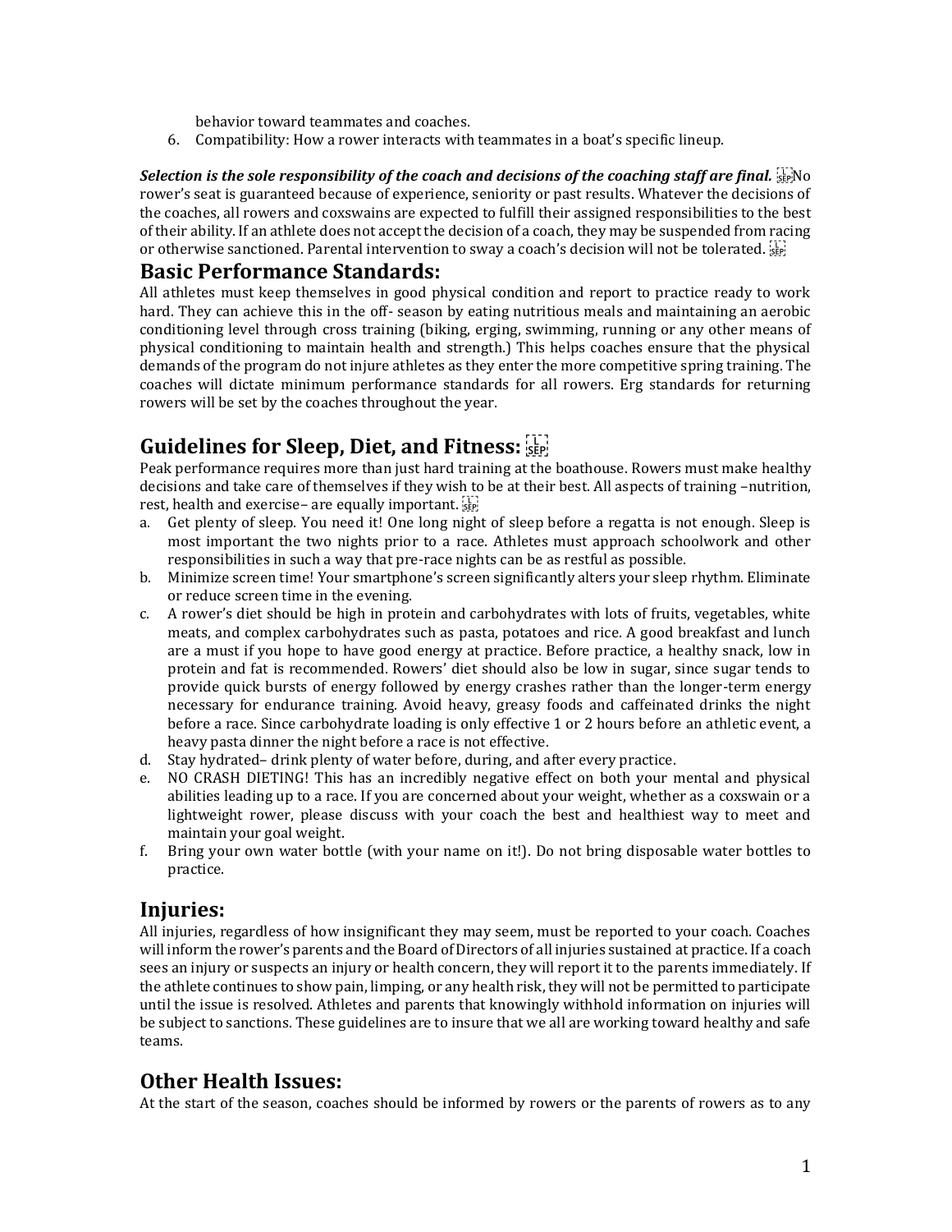behavior toward teammates and coaches.

6. Compatibility: How a rower interacts with teammates in a boat's specific lineup.

***Selection is the sole responsibility of the coach and decisions of the coaching staff are final.*** No rower's seat is guaranteed because of experience, seniority or past results. Whatever the decisions of the coaches, all rowers and coxswains are expected to fulfill their assigned responsibilities to the best of their ability. If an athlete does not accept the decision of a coach, they may be suspended from racing or otherwise sanctioned. Parental intervention to sway a coach's decision will not be tolerated.

## Basic Performance Standards:

All athletes must keep themselves in good physical condition and report to practice ready to work hard. They can achieve this in the off- season by eating nutritious meals and maintaining an aerobic conditioning level through cross training (biking, erging, swimming, running or any other means of physical conditioning to maintain health and strength.) This helps coaches ensure that the physical demands of the program do not injure athletes as they enter the more competitive spring training. The coaches will dictate minimum performance standards for all rowers. Erg standards for returning rowers will be set by the coaches throughout the year.

## Guidelines for Sleep, Diet, and Fitness:

Peak performance requires more than just hard training at the boathouse. Rowers must make healthy decisions and take care of themselves if they wish to be at their best. All aspects of training –nutrition, rest, health and exercise– are equally important.

a. Get plenty of sleep. You need it! One long night of sleep before a regatta is not enough. Sleep is most important the two nights prior to a race. Athletes must approach schoolwork and other responsibilities in such a way that pre-race nights can be as restful as possible.
b. Minimize screen time! Your smartphone's screen significantly alters your sleep rhythm. Eliminate or reduce screen time in the evening.
c. A rower's diet should be high in protein and carbohydrates with lots of fruits, vegetables, white meats, and complex carbohydrates such as pasta, potatoes and rice. A good breakfast and lunch are a must if you hope to have good energy at practice. Before practice, a healthy snack, low in protein and fat is recommended. Rowers' diet should also be low in sugar, since sugar tends to provide quick bursts of energy followed by energy crashes rather than the longer-term energy necessary for endurance training. Avoid heavy, greasy foods and caffeinated drinks the night before a race. Since carbohydrate loading is only effective 1 or 2 hours before an athletic event, a heavy pasta dinner the night before a race is not effective.
d. Stay hydrated– drink plenty of water before, during, and after every practice.
e. NO CRASH DIETING! This has an incredibly negative effect on both your mental and physical abilities leading up to a race. If you are concerned about your weight, whether as a coxswain or a lightweight rower, please discuss with your coach the best and healthiest way to meet and maintain your goal weight.
f. Bring your own water bottle (with your name on it!). Do not bring disposable water bottles to practice.

## Injuries:

All injuries, regardless of how insignificant they may seem, must be reported to your coach. Coaches will inform the rower's parents and the Board of Directors of all injuries sustained at practice. If a coach sees an injury or suspects an injury or health concern, they will report it to the parents immediately. If the athlete continues to show pain, limping, or any health risk, they will not be permitted to participate until the issue is resolved. Athletes and parents that knowingly withhold information on injuries will be subject to sanctions. These guidelines are to insure that we all are working toward healthy and safe teams.

## Other Health Issues:

At the start of the season, coaches should be informed by rowers or the parents of rowers as to any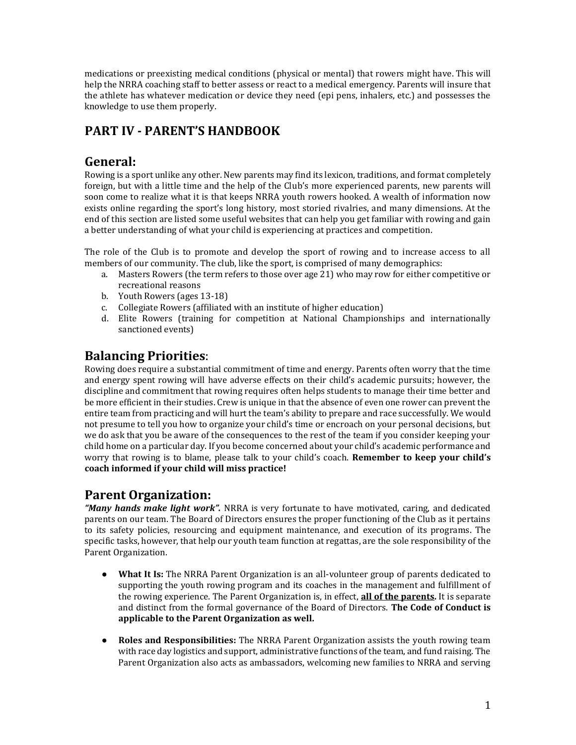medications or preexisting medical conditions (physical or mental) that rowers might have. This will help the NRRA coaching staff to better assess or react to a medical emergency. Parents will insure that the athlete has whatever medication or device they need (epi pens, inhalers, etc.) and possesses the knowledge to use them properly.

# PART IV - PARENT'S HANDBOOK

## General:

Rowing is a sport unlike any other. New parents may find its lexicon, traditions, and format completely foreign, but with a little time and the help of the Club's more experienced parents, new parents will soon come to realize what it is that keeps NRRA youth rowers hooked. A wealth of information now exists online regarding the sport's long history, most storied rivalries, and many dimensions. At the end of this section are listed some useful websites that can help you get familiar with rowing and gain a better understanding of what your child is experiencing at practices and competition.

The role of the Club is to promote and develop the sport of rowing and to increase access to all members of our community. The club, like the sport, is comprised of many demographics:

a. Masters Rowers (the term refers to those over age 21) who may row for either competitive or recreational reasons
b. Youth Rowers (ages 13-18)
c. Collegiate Rowers (affiliated with an institute of higher education)
d. Elite Rowers (training for competition at National Championships and internationally sanctioned events)

## Balancing Priorities:

Rowing does require a substantial commitment of time and energy. Parents often worry that the time and energy spent rowing will have adverse effects on their child's academic pursuits; however, the discipline and commitment that rowing requires often helps students to manage their time better and be more efficient in their studies. Crew is unique in that the absence of even one rower can prevent the entire team from practicing and will hurt the team's ability to prepare and race successfully. We would not presume to tell you how to organize your child's time or encroach on your personal decisions, but we do ask that you be aware of the consequences to the rest of the team if you consider keeping your child home on a particular day. If you become concerned about your child's academic performance and worry that rowing is to blame, please talk to your child's coach. **Remember to keep your child's coach informed if your child will miss practice!**

## Parent Organization:

***"Many hands make light work".*** NRRA is very fortunate to have motivated, caring, and dedicated parents on our team. The Board of Directors ensures the proper functioning of the Club as it pertains to its safety policies, resourcing and equipment maintenance, and execution of its programs. The specific tasks, however, that help our youth team function at regattas, are the sole responsibility of the Parent Organization.

- **What It Is:** The NRRA Parent Organization is an all-volunteer group of parents dedicated to supporting the youth rowing program and its coaches in the management and fulfillment of the rowing experience. The Parent Organization is, in effect, **<u>all of the parents</u>.** It is separate and distinct from the formal governance of the Board of Directors. **The Code of Conduct is applicable to the Parent Organization as well.**

- **Roles and Responsibilities:** The NRRA Parent Organization assists the youth rowing team with race day logistics and support, administrative functions of the team, and fund raising. The Parent Organization also acts as ambassadors, welcoming new families to NRRA and serving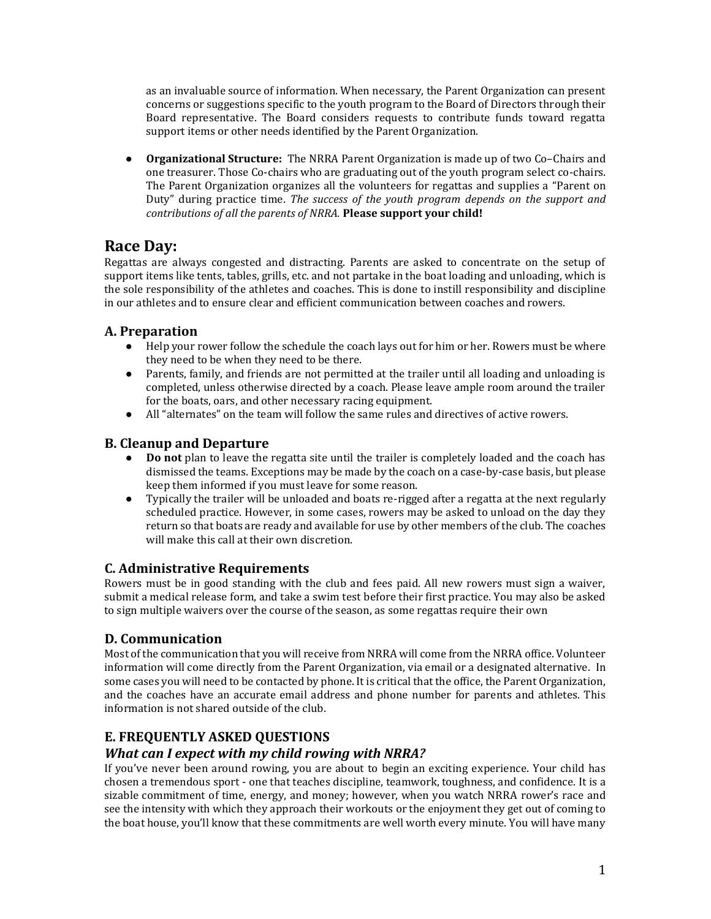as an invaluable source of information. When necessary, the Parent Organization can present concerns or suggestions specific to the youth program to the Board of Directors through their Board representative. The Board considers requests to contribute funds toward regatta support items or other needs identified by the Parent Organization.

- **Organizational Structure:** The NRRA Parent Organization is made up of two Co–Chairs and one treasurer. Those Co-chairs who are graduating out of the youth program select co-chairs. The Parent Organization organizes all the volunteers for regattas and supplies a "Parent on Duty" during practice time. *The success of the youth program depends on the support and contributions of all the parents of NRRA.* **Please support your child!**

## Race Day:

Regattas are always congested and distracting. Parents are asked to concentrate on the setup of support items like tents, tables, grills, etc. and not partake in the boat loading and unloading, which is the sole responsibility of the athletes and coaches. This is done to instill responsibility and discipline in our athletes and to ensure clear and efficient communication between coaches and rowers.

### A. Preparation

- Help your rower follow the schedule the coach lays out for him or her. Rowers must be where they need to be when they need to be there.
- Parents, family, and friends are not permitted at the trailer until all loading and unloading is completed, unless otherwise directed by a coach. Please leave ample room around the trailer for the boats, oars, and other necessary racing equipment.
- All "alternates" on the team will follow the same rules and directives of active rowers.

### B. Cleanup and Departure

- **Do not** plan to leave the regatta site until the trailer is completely loaded and the coach has dismissed the teams. Exceptions may be made by the coach on a case-by-case basis, but please keep them informed if you must leave for some reason.
- Typically the trailer will be unloaded and boats re-rigged after a regatta at the next regularly scheduled practice. However, in some cases, rowers may be asked to unload on the day they return so that boats are ready and available for use by other members of the club. The coaches will make this call at their own discretion.

### C. Administrative Requirements

Rowers must be in good standing with the club and fees paid. All new rowers must sign a waiver, submit a medical release form, and take a swim test before their first practice. You may also be asked to sign multiple waivers over the course of the season, as some regattas require their own

### D. Communication

Most of the communication that you will receive from NRRA will come from the NRRA office. Volunteer information will come directly from the Parent Organization, via email or a designated alternative. In some cases you will need to be contacted by phone. It is critical that the office, the Parent Organization, and the coaches have an accurate email address and phone number for parents and athletes. This information is not shared outside of the club.

### E. FREQUENTLY ASKED QUESTIONS

### *What can I expect with my child rowing with NRRA?*

If you've never been around rowing, you are about to begin an exciting experience. Your child has chosen a tremendous sport - one that teaches discipline, teamwork, toughness, and confidence. It is a sizable commitment of time, energy, and money; however, when you watch NRRA rower's race and see the intensity with which they approach their workouts or the enjoyment they get out of coming to the boat house, you'll know that these commitments are well worth every minute. You will have many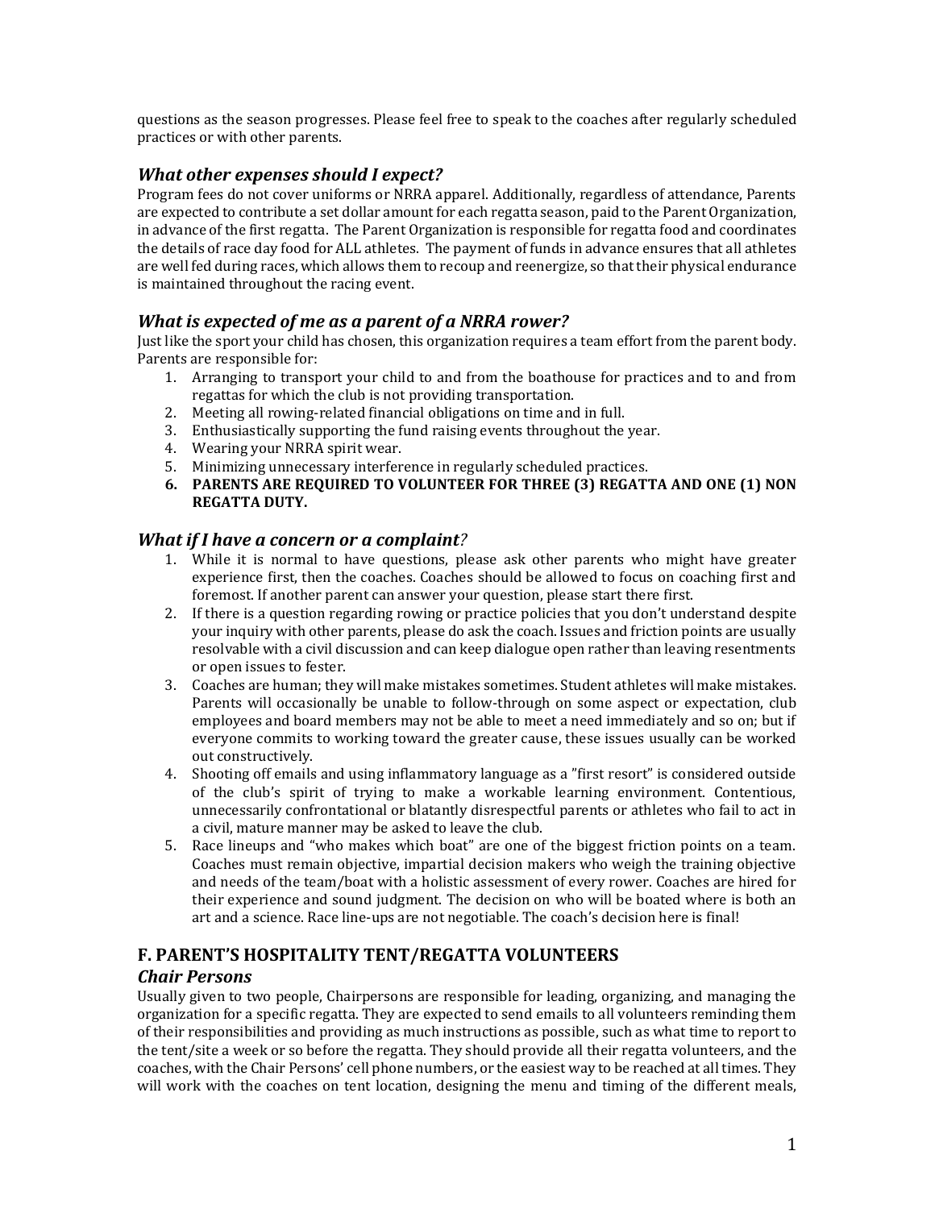questions as the season progresses. Please feel free to speak to the coaches after regularly scheduled practices or with other parents.

### *What other expenses should I expect?*

Program fees do not cover uniforms or NRRA apparel. Additionally, regardless of attendance, Parents are expected to contribute a set dollar amount for each regatta season, paid to the Parent Organization, in advance of the first regatta. The Parent Organization is responsible for regatta food and coordinates the details of race day food for ALL athletes. The payment of funds in advance ensures that all athletes are well fed during races, which allows them to recoup and reenergize, so that their physical endurance is maintained throughout the racing event.

### *What is expected of me as a parent of a NRRA rower?*

Just like the sport your child has chosen, this organization requires a team effort from the parent body. Parents are responsible for:

1. Arranging to transport your child to and from the boathouse for practices and to and from regattas for which the club is not providing transportation.
2. Meeting all rowing-related financial obligations on time and in full.
3. Enthusiastically supporting the fund raising events throughout the year.
4. Wearing your NRRA spirit wear.
5. Minimizing unnecessary interference in regularly scheduled practices.
6. **PARENTS ARE REQUIRED TO VOLUNTEER FOR THREE (3) REGATTA AND ONE (1) NON REGATTA DUTY.**

### *What if I have a concern or a complaint?*

1. While it is normal to have questions, please ask other parents who might have greater experience first, then the coaches. Coaches should be allowed to focus on coaching first and foremost. If another parent can answer your question, please start there first.
2. If there is a question regarding rowing or practice policies that you don't understand despite your inquiry with other parents, please do ask the coach. Issues and friction points are usually resolvable with a civil discussion and can keep dialogue open rather than leaving resentments or open issues to fester.
3. Coaches are human; they will make mistakes sometimes. Student athletes will make mistakes. Parents will occasionally be unable to follow-through on some aspect or expectation, club employees and board members may not be able to meet a need immediately and so on; but if everyone commits to working toward the greater cause, these issues usually can be worked out constructively.
4. Shooting off emails and using inflammatory language as a "first resort" is considered outside of the club's spirit of trying to make a workable learning environment. Contentious, unnecessarily confrontational or blatantly disrespectful parents or athletes who fail to act in a civil, mature manner may be asked to leave the club.
5. Race lineups and "who makes which boat" are one of the biggest friction points on a team. Coaches must remain objective, impartial decision makers who weigh the training objective and needs of the team/boat with a holistic assessment of every rower. Coaches are hired for their experience and sound judgment. The decision on who will be boated where is both an art and a science. Race line-ups are not negotiable. The coach's decision here is final!

## F. PARENT'S HOSPITALITY TENT/REGATTA VOLUNTEERS

### *Chair Persons*

Usually given to two people, Chairpersons are responsible for leading, organizing, and managing the organization for a specific regatta. They are expected to send emails to all volunteers reminding them of their responsibilities and providing as much instructions as possible, such as what time to report to the tent/site a week or so before the regatta. They should provide all their regatta volunteers, and the coaches, with the Chair Persons' cell phone numbers, or the easiest way to be reached at all times. They will work with the coaches on tent location, designing the menu and timing of the different meals,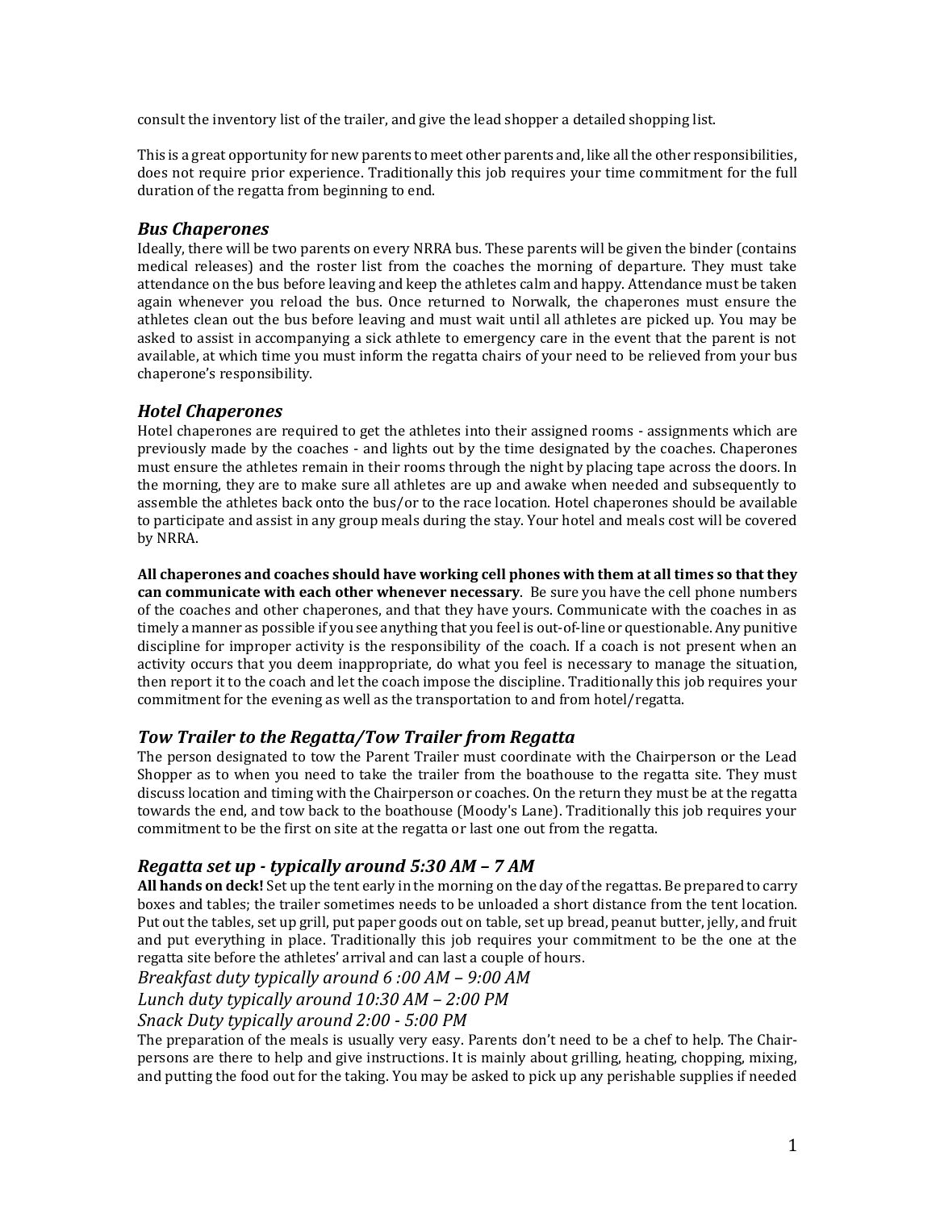consult the inventory list of the trailer, and give the lead shopper a detailed shopping list.

This is a great opportunity for new parents to meet other parents and, like all the other responsibilities, does not require prior experience. Traditionally this job requires your time commitment for the full duration of the regatta from beginning to end.

### *Bus Chaperones*

Ideally, there will be two parents on every NRRA bus. These parents will be given the binder (contains medical releases) and the roster list from the coaches the morning of departure. They must take attendance on the bus before leaving and keep the athletes calm and happy. Attendance must be taken again whenever you reload the bus. Once returned to Norwalk, the chaperones must ensure the athletes clean out the bus before leaving and must wait until all athletes are picked up. You may be asked to assist in accompanying a sick athlete to emergency care in the event that the parent is not available, at which time you must inform the regatta chairs of your need to be relieved from your bus chaperone's responsibility.

### *Hotel Chaperones*

Hotel chaperones are required to get the athletes into their assigned rooms - assignments which are previously made by the coaches - and lights out by the time designated by the coaches. Chaperones must ensure the athletes remain in their rooms through the night by placing tape across the doors. In the morning, they are to make sure all athletes are up and awake when needed and subsequently to assemble the athletes back onto the bus/or to the race location. Hotel chaperones should be available to participate and assist in any group meals during the stay. Your hotel and meals cost will be covered by NRRA.

**All chaperones and coaches should have working cell phones with them at all times so that they can communicate with each other whenever necessary**. Be sure you have the cell phone numbers of the coaches and other chaperones, and that they have yours. Communicate with the coaches in as timely a manner as possible if you see anything that you feel is out-of-line or questionable. Any punitive discipline for improper activity is the responsibility of the coach. If a coach is not present when an activity occurs that you deem inappropriate, do what you feel is necessary to manage the situation, then report it to the coach and let the coach impose the discipline. Traditionally this job requires your commitment for the evening as well as the transportation to and from hotel/regatta.

### *Tow Trailer to the Regatta/Tow Trailer from Regatta*

The person designated to tow the Parent Trailer must coordinate with the Chairperson or the Lead Shopper as to when you need to take the trailer from the boathouse to the regatta site. They must discuss location and timing with the Chairperson or coaches. On the return they must be at the regatta towards the end, and tow back to the boathouse (Moody's Lane). Traditionally this job requires your commitment to be the first on site at the regatta or last one out from the regatta.

### *Regatta set up - typically around 5:30 AM – 7 AM*

**All hands on deck!** Set up the tent early in the morning on the day of the regattas. Be prepared to carry boxes and tables; the trailer sometimes needs to be unloaded a short distance from the tent location. Put out the tables, set up grill, put paper goods out on table, set up bread, peanut butter, jelly, and fruit and put everything in place. Traditionally this job requires your commitment to be the one at the regatta site before the athletes' arrival and can last a couple of hours.

*Breakfast duty typically around 6 :00 AM – 9:00 AM*

*Lunch duty typically around 10:30 AM – 2:00 PM*

*Snack Duty typically around 2:00 - 5:00 PM*

The preparation of the meals is usually very easy. Parents don't need to be a chef to help. The Chair-persons are there to help and give instructions. It is mainly about grilling, heating, chopping, mixing, and putting the food out for the taking. You may be asked to pick up any perishable supplies if needed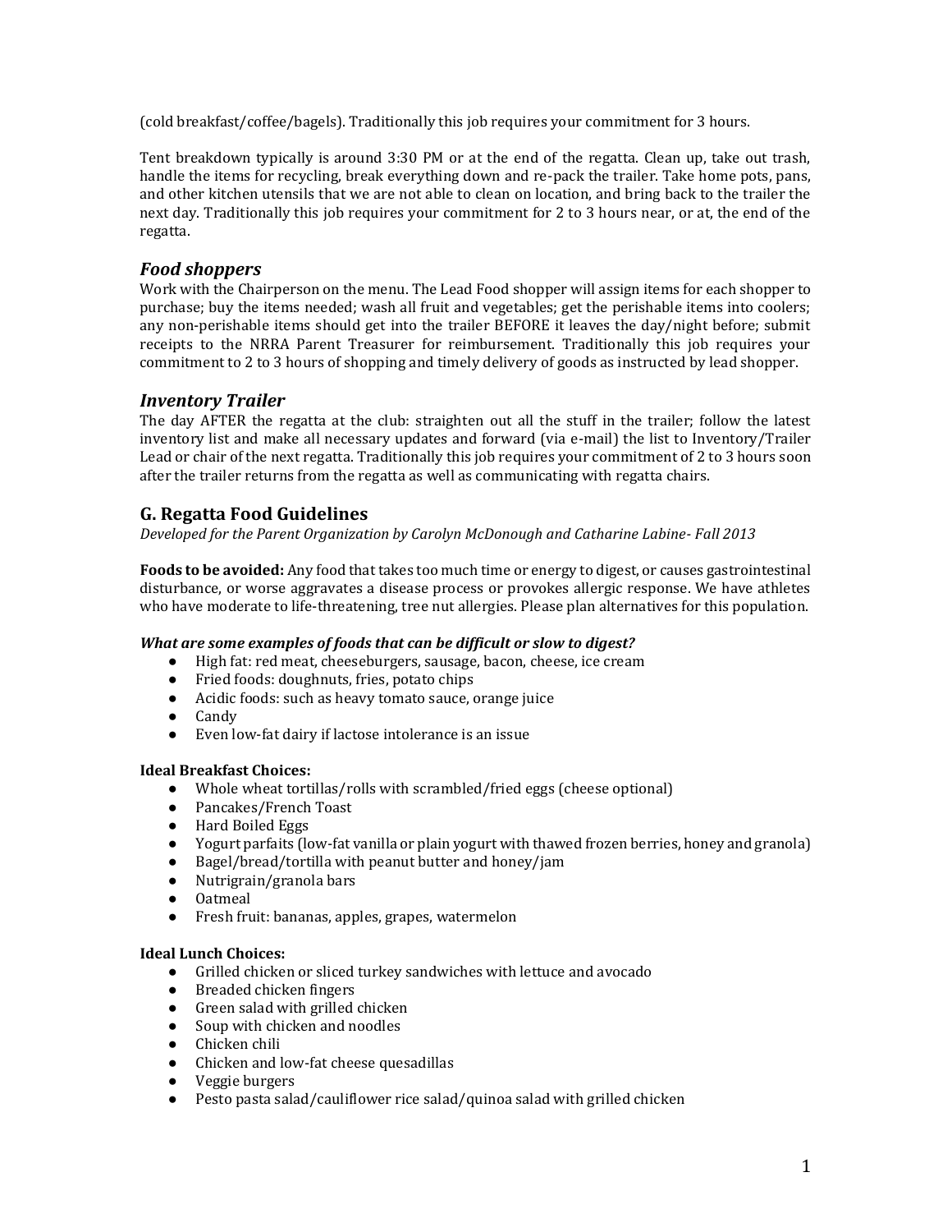(cold breakfast/coffee/bagels). Traditionally this job requires your commitment for 3 hours.

Tent breakdown typically is around 3:30 PM or at the end of the regatta. Clean up, take out trash, handle the items for recycling, break everything down and re-pack the trailer. Take home pots, pans, and other kitchen utensils that we are not able to clean on location, and bring back to the trailer the next day. Traditionally this job requires your commitment for 2 to 3 hours near, or at, the end of the regatta.

### *Food shoppers*

Work with the Chairperson on the menu. The Lead Food shopper will assign items for each shopper to purchase; buy the items needed; wash all fruit and vegetables; get the perishable items into coolers; any non-perishable items should get into the trailer BEFORE it leaves the day/night before; submit receipts to the NRRA Parent Treasurer for reimbursement. Traditionally this job requires your commitment to 2 to 3 hours of shopping and timely delivery of goods as instructed by lead shopper.

### *Inventory Trailer*

The day AFTER the regatta at the club: straighten out all the stuff in the trailer; follow the latest inventory list and make all necessary updates and forward (via e-mail) the list to Inventory/Trailer Lead or chair of the next regatta. Traditionally this job requires your commitment of 2 to 3 hours soon after the trailer returns from the regatta as well as communicating with regatta chairs.

## G. Regatta Food Guidelines

*Developed for the Parent Organization by Carolyn McDonough and Catharine Labine- Fall 2013*

**Foods to be avoided:** Any food that takes too much time or energy to digest, or causes gastrointestinal disturbance, or worse aggravates a disease process or provokes allergic response. We have athletes who have moderate to life-threatening, tree nut allergies. Please plan alternatives for this population.

***What are some examples of foods that can be difficult or slow to digest?***

- High fat: red meat, cheeseburgers, sausage, bacon, cheese, ice cream
- Fried foods: doughnuts, fries, potato chips
- Acidic foods: such as heavy tomato sauce, orange juice
- Candy
- Even low-fat dairy if lactose intolerance is an issue

**Ideal Breakfast Choices:**

- Whole wheat tortillas/rolls with scrambled/fried eggs (cheese optional)
- Pancakes/French Toast
- Hard Boiled Eggs
- Yogurt parfaits (low-fat vanilla or plain yogurt with thawed frozen berries, honey and granola)
- Bagel/bread/tortilla with peanut butter and honey/jam
- Nutrigrain/granola bars
- Oatmeal
- Fresh fruit: bananas, apples, grapes, watermelon

**Ideal Lunch Choices:**

- Grilled chicken or sliced turkey sandwiches with lettuce and avocado
- Breaded chicken fingers
- Green salad with grilled chicken
- Soup with chicken and noodles
- Chicken chili
- Chicken and low-fat cheese quesadillas
- Veggie burgers
- Pesto pasta salad/cauliflower rice salad/quinoa salad with grilled chicken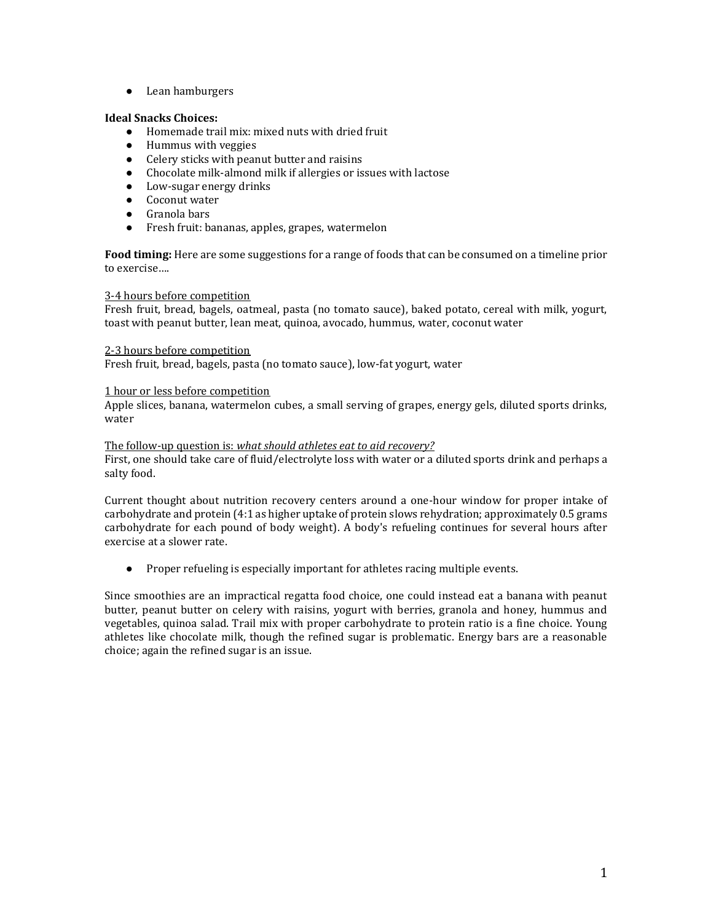- Lean hamburgers

**Ideal Snacks Choices:**

- Homemade trail mix: mixed nuts with dried fruit
- Hummus with veggies
- Celery sticks with peanut butter and raisins
- Chocolate milk-almond milk if allergies or issues with lactose
- Low-sugar energy drinks
- Coconut water
- Granola bars
- Fresh fruit: bananas, apples, grapes, watermelon

**Food timing:** Here are some suggestions for a range of foods that can be consumed on a timeline prior to exercise….

<u>3-4 hours before competition</u>
Fresh fruit, bread, bagels, oatmeal, pasta (no tomato sauce), baked potato, cereal with milk, yogurt, toast with peanut butter, lean meat, quinoa, avocado, hummus, water, coconut water

<u>2-3 hours before competition</u>
Fresh fruit, bread, bagels, pasta (no tomato sauce), low-fat yogurt, water

<u>1 hour or less before competition</u>
Apple slices, banana, watermelon cubes, a small serving of grapes, energy gels, diluted sports drinks, water

<u>The follow-up question is: *what should athletes eat to aid recovery?*</u>
First, one should take care of fluid/electrolyte loss with water or a diluted sports drink and perhaps a salty food.

Current thought about nutrition recovery centers around a one-hour window for proper intake of carbohydrate and protein (4:1 as higher uptake of protein slows rehydration; approximately 0.5 grams carbohydrate for each pound of body weight). A body's refueling continues for several hours after exercise at a slower rate.

- Proper refueling is especially important for athletes racing multiple events.

Since smoothies are an impractical regatta food choice, one could instead eat a banana with peanut butter, peanut butter on celery with raisins, yogurt with berries, granola and honey, hummus and vegetables, quinoa salad. Trail mix with proper carbohydrate to protein ratio is a fine choice. Young athletes like chocolate milk, though the refined sugar is problematic. Energy bars are a reasonable choice; again the refined sugar is an issue.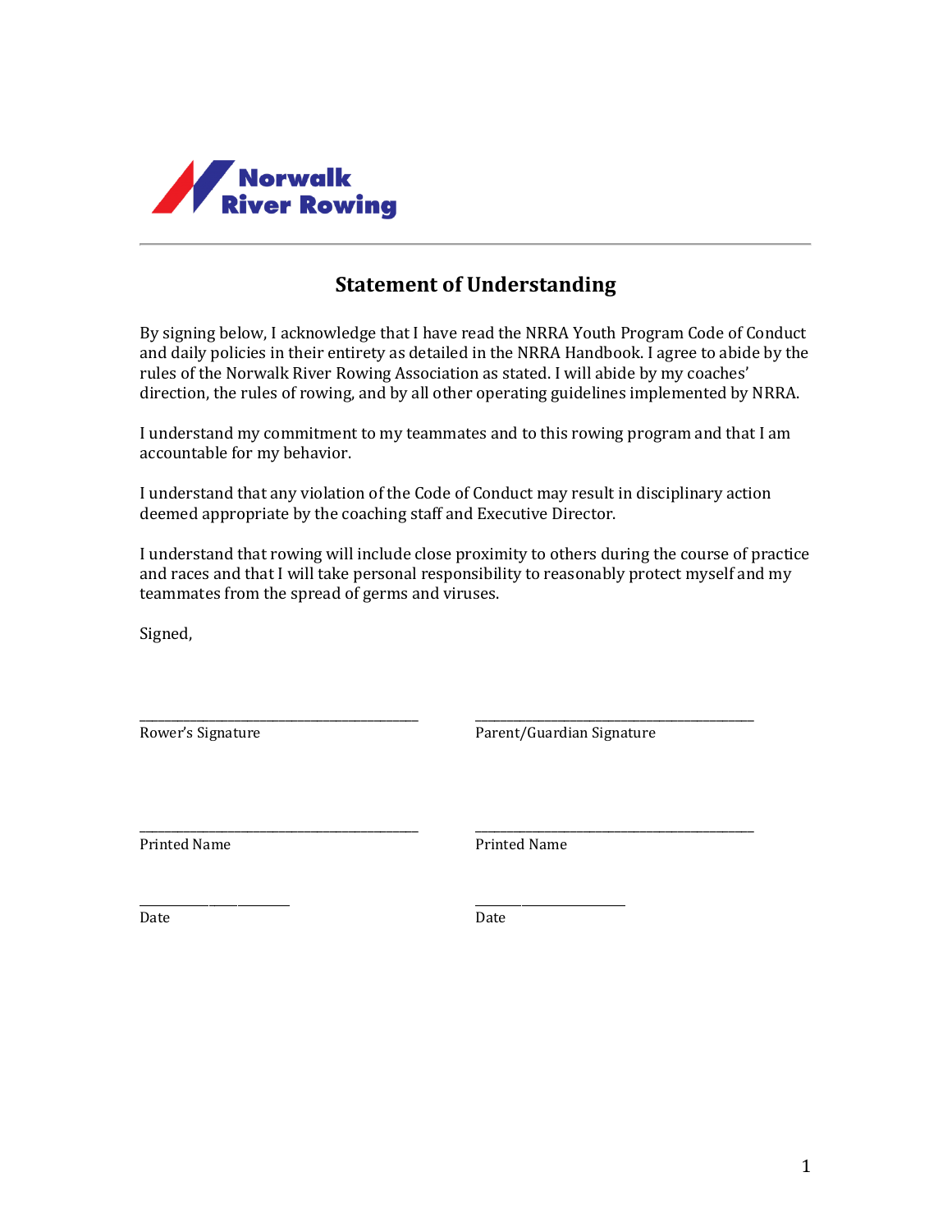Norwalk River Rowing

## Statement of Understanding

By signing below, I acknowledge that I have read the NRRA Youth Program Code of Conduct and daily policies in their entirety as detailed in the NRRA Handbook. I agree to abide by the rules of the Norwalk River Rowing Association as stated. I will abide by my coaches' direction, the rules of rowing, and by all other operating guidelines implemented by NRRA.

I understand my commitment to my teammates and to this rowing program and that I am accountable for my behavior.

I understand that any violation of the Code of Conduct may result in disciplinary action deemed appropriate by the coaching staff and Executive Director.

I understand that rowing will include close proximity to others during the course of practice and races and that I will take personal responsibility to reasonably protect myself and my teammates from the spread of germs and viruses.

Signed,

\_\_\_\_\_\_\_\_\_\_\_\_\_\_\_\_\_\_\_\_\_\_\_\_\_\_\_\_\_\_\_\_\_\_\_\_\_\_\_\_
Rower's Signature

\_\_\_\_\_\_\_\_\_\_\_\_\_\_\_\_\_\_\_\_\_\_\_\_\_\_\_\_\_\_\_\_\_\_\_\_\_\_\_\_
Parent/Guardian Signature

\_\_\_\_\_\_\_\_\_\_\_\_\_\_\_\_\_\_\_\_\_\_\_\_\_\_\_\_\_\_\_\_\_\_\_\_\_\_\_\_
Printed Name

\_\_\_\_\_\_\_\_\_\_\_\_\_\_\_\_\_\_\_\_\_\_\_\_\_\_\_\_\_\_\_\_\_\_\_\_\_\_\_\_
Printed Name

\_\_\_\_\_\_\_\_\_\_\_\_\_\_\_\_\_\_\_\_\_\_
Date

\_\_\_\_\_\_\_\_\_\_\_\_\_\_\_\_\_\_\_\_\_\_
Date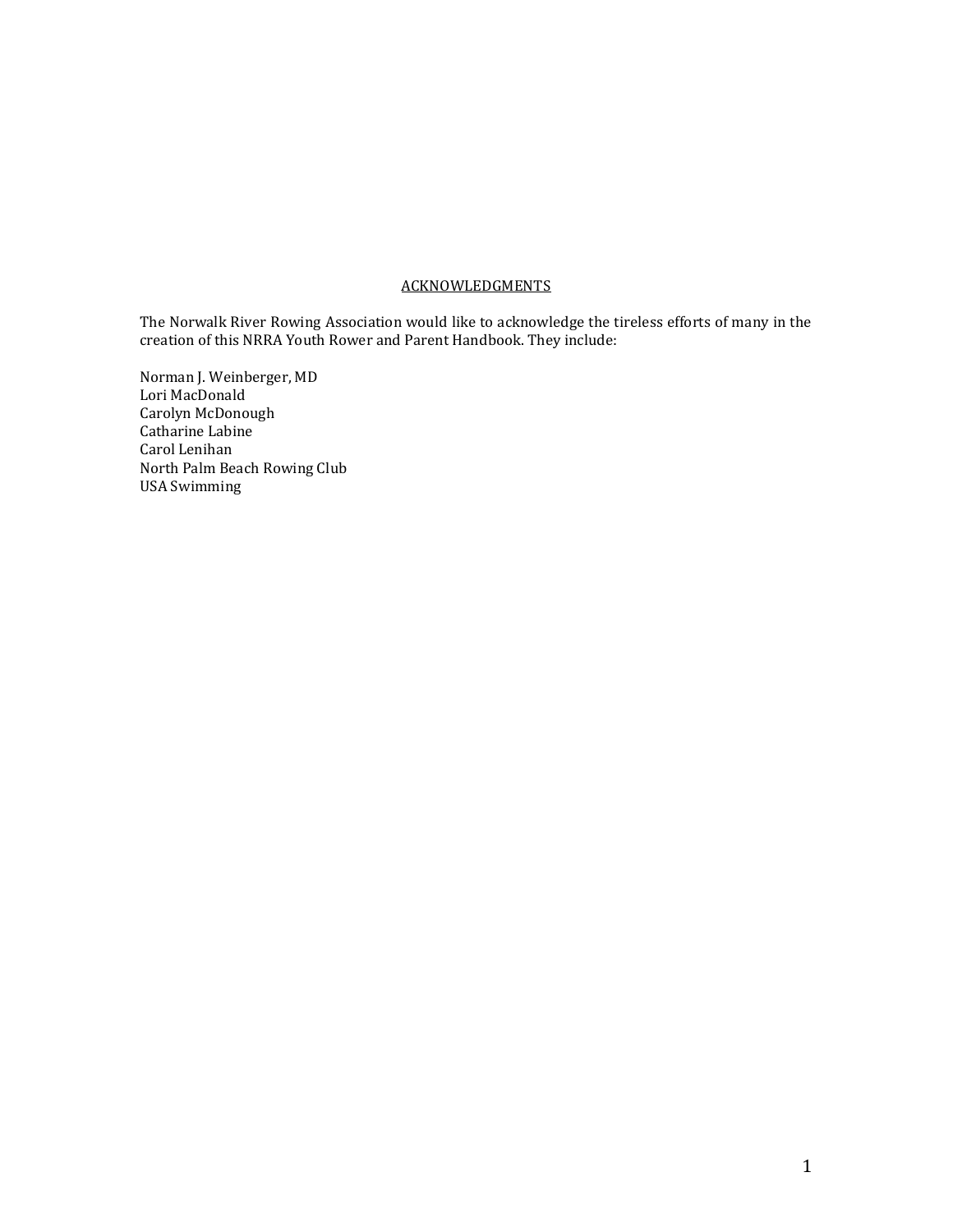## ACKNOWLEDGMENTS

The Norwalk River Rowing Association would like to acknowledge the tireless efforts of many in the creation of this NRRA Youth Rower and Parent Handbook. They include:

Norman J. Weinberger, MD
Lori MacDonald
Carolyn McDonough
Catharine Labine
Carol Lenihan
North Palm Beach Rowing Club
USA Swimming